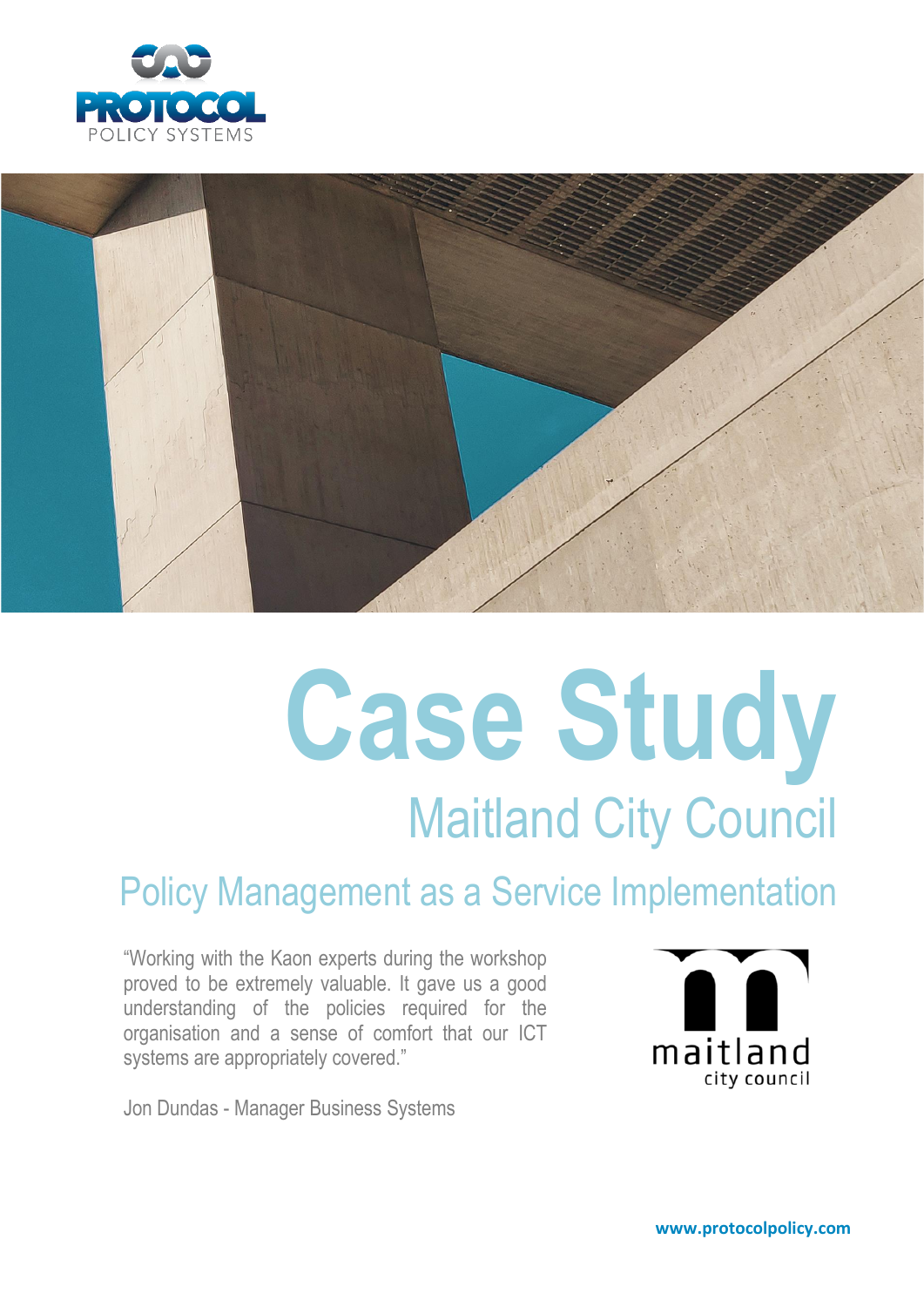PROTOCOL POLICY SYSTEMS

# Case Study

## Maitland City Council

### Policy Management as a Service Implementation

"Working with the Kaon experts during the workshop proved to be extremely valuable. It gave us a good understanding of the policies required for the organisation and a sense of comfort that our ICT systems are appropriately covered."

Jon Dundas - Manager Business Systems

maitland city council

www.protocolpolicy.com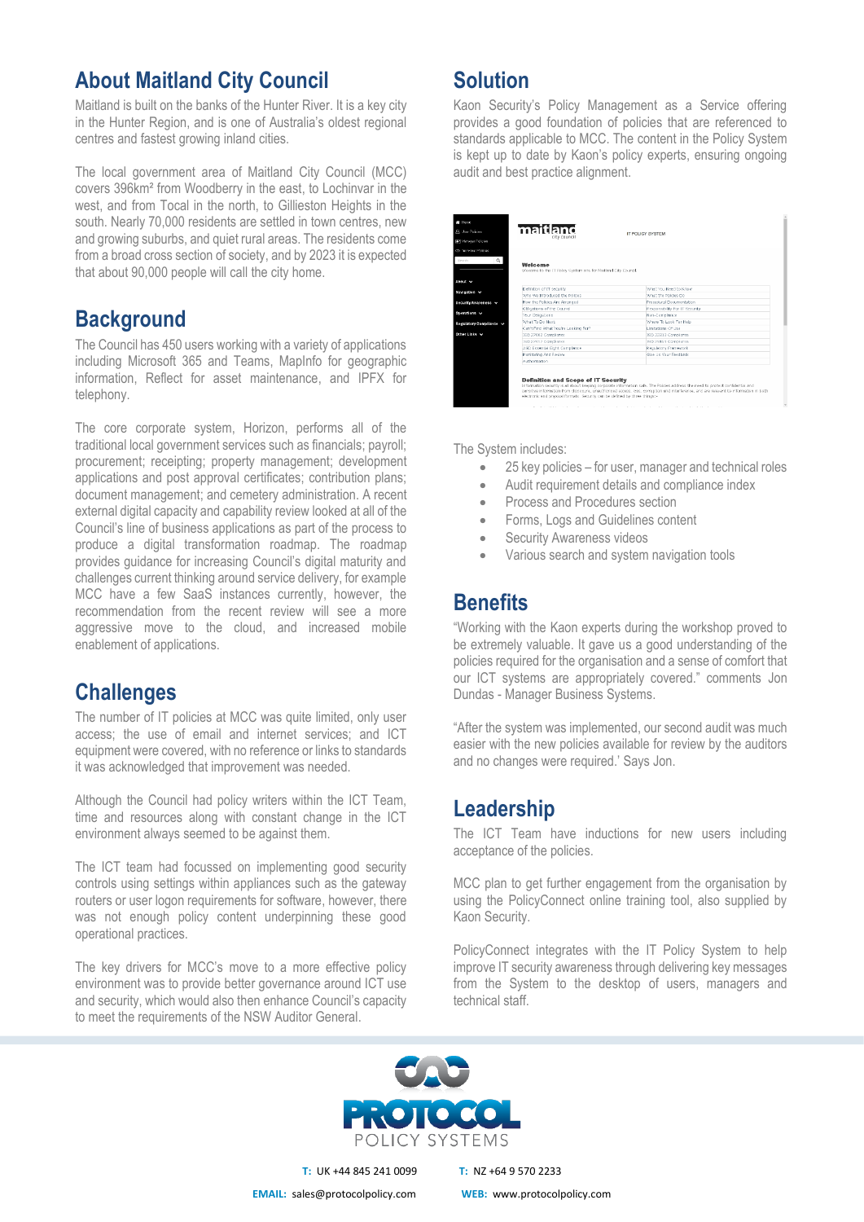## About Maitland City Council

Maitland is built on the banks of the Hunter River. It is a key city in the Hunter Region, and is one of Australia's oldest regional centres and fastest growing inland cities.

The local government area of Maitland City Council (MCC) covers 396km² from Woodberry in the east, to Lochinvar in the west, and from Tocal in the north, to Gillieston Heights in the south. Nearly 70,000 residents are settled in town centres, new and growing suburbs, and quiet rural areas. The residents come from a broad cross section of society, and by 2023 it is expected that about 90,000 people will call the city home.

## Background

The Council has 450 users working with a variety of applications including Microsoft 365 and Teams, MapInfo for geographic information, Reflect for asset maintenance, and IPFX for telephony.

The core corporate system, Horizon, performs all of the traditional local government services such as financials; payroll; procurement; receipting; property management; development applications and post approval certificates; contribution plans; document management; and cemetery administration. A recent external digital capacity and capability review looked at all of the Council's line of business applications as part of the process to produce a digital transformation roadmap. The roadmap provides guidance for increasing Council's digital maturity and challenges current thinking around service delivery, for example MCC have a few SaaS instances currently, however, the recommendation from the recent review will see a more aggressive move to the cloud, and increased mobile enablement of applications.

## Challenges

The number of IT policies at MCC was quite limited, only user access; the use of email and internet services; and ICT equipment were covered, with no reference or links to standards it was acknowledged that improvement was needed.

Although the Council had policy writers within the ICT Team, time and resources along with constant change in the ICT environment always seemed to be against them.

The ICT team had focussed on implementing good security controls using settings within appliances such as the gateway routers or user logon requirements for software, however, there was not enough policy content underpinning these good operational practices.

The key drivers for MCC's move to a more effective policy environment was to provide better governance around ICT use and security, which would also then enhance Council's capacity to meet the requirements of the NSW Auditor General.

## Solution

Kaon Security's Policy Management as a Service offering provides a good foundation of policies that are referenced to standards applicable to MCC. The content in the Policy System is kept up to date by Kaon's policy experts, ensuring ongoing audit and best practice alignment.

The System includes:

- 25 key policies – for user, manager and technical roles
- Audit requirement details and compliance index
- Process and Procedures section
- Forms, Logs and Guidelines content
- Security Awareness videos
- Various search and system navigation tools

## Benefits

"Working with the Kaon experts during the workshop proved to be extremely valuable. It gave us a good understanding of the policies required for the organisation and a sense of comfort that our ICT systems are appropriately covered." comments Jon Dundas - Manager Business Systems.

"After the system was implemented, our second audit was much easier with the new policies available for review by the auditors and no changes were required.' Says Jon.

## Leadership

The ICT Team have inductions for new users including acceptance of the policies.

MCC plan to get further engagement from the organisation by using the PolicyConnect online training tool, also supplied by Kaon Security.

PolicyConnect integrates with the IT Policy System to help improve IT security awareness through delivering key messages from the System to the desktop of users, managers and technical staff.

PROTOCOL POLICY SYSTEMS

**T:** UK +44 845 241 0099 **T:** NZ +64 9 570 2233

**EMAIL:** sales@protocolpolicy.com **WEB:** www.protocolpolicy.com